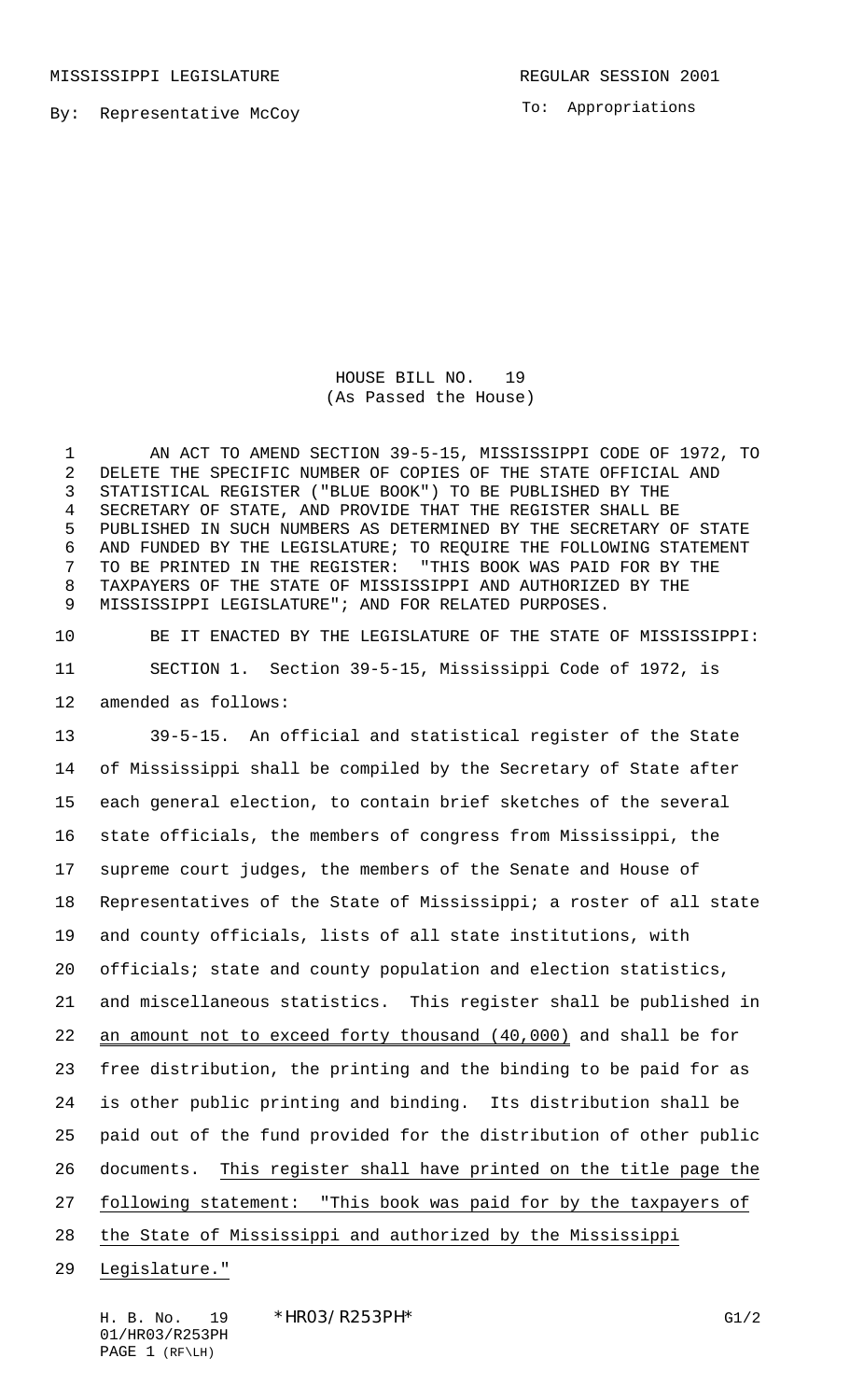MISSISSIPPI LEGISLATURE

REGULAR SESSION 2001

By: Representative McCoy

To: Appropriations

# HOUSE BILL NO. 19
(As Passed the House)

AN ACT TO AMEND SECTION 39-5-15, MISSISSIPPI CODE OF 1972, TO DELETE THE SPECIFIC NUMBER OF COPIES OF THE STATE OFFICIAL AND STATISTICAL REGISTER ("BLUE BOOK") TO BE PUBLISHED BY THE SECRETARY OF STATE, AND PROVIDE THAT THE REGISTER SHALL BE PUBLISHED IN SUCH NUMBERS AS DETERMINED BY THE SECRETARY OF STATE AND FUNDED BY THE LEGISLATURE; TO REQUIRE THE FOLLOWING STATEMENT TO BE PRINTED IN THE REGISTER: "THIS BOOK WAS PAID FOR BY THE TAXPAYERS OF THE STATE OF MISSISSIPPI AND AUTHORIZED BY THE MISSISSIPPI LEGISLATURE"; AND FOR RELATED PURPOSES.

BE IT ENACTED BY THE LEGISLATURE OF THE STATE OF MISSISSIPPI:

SECTION 1. Section 39-5-15, Mississippi Code of 1972, is amended as follows:

39-5-15. An official and statistical register of the State of Mississippi shall be compiled by the Secretary of State after each general election, to contain brief sketches of the several state officials, the members of congress from Mississippi, the supreme court judges, the members of the Senate and House of Representatives of the State of Mississippi; a roster of all state and county officials, lists of all state institutions, with officials; state and county population and election statistics, and miscellaneous statistics. This register shall be published in <u>an amount not to exceed forty thousand (40,000)</u> and shall be for free distribution, the printing and the binding to be paid for as is other public printing and binding. Its distribution shall be paid out of the fund provided for the distribution of other public documents. <u>This register shall have printed on the title page the following statement: "This book was paid for by the taxpayers of the State of Mississippi and authorized by the Mississippi Legislature."</u>

H. B. No. 19 \*HR03/R253PH\* G1/2
01/HR03/R253PH
PAGE 1 (RF\LH)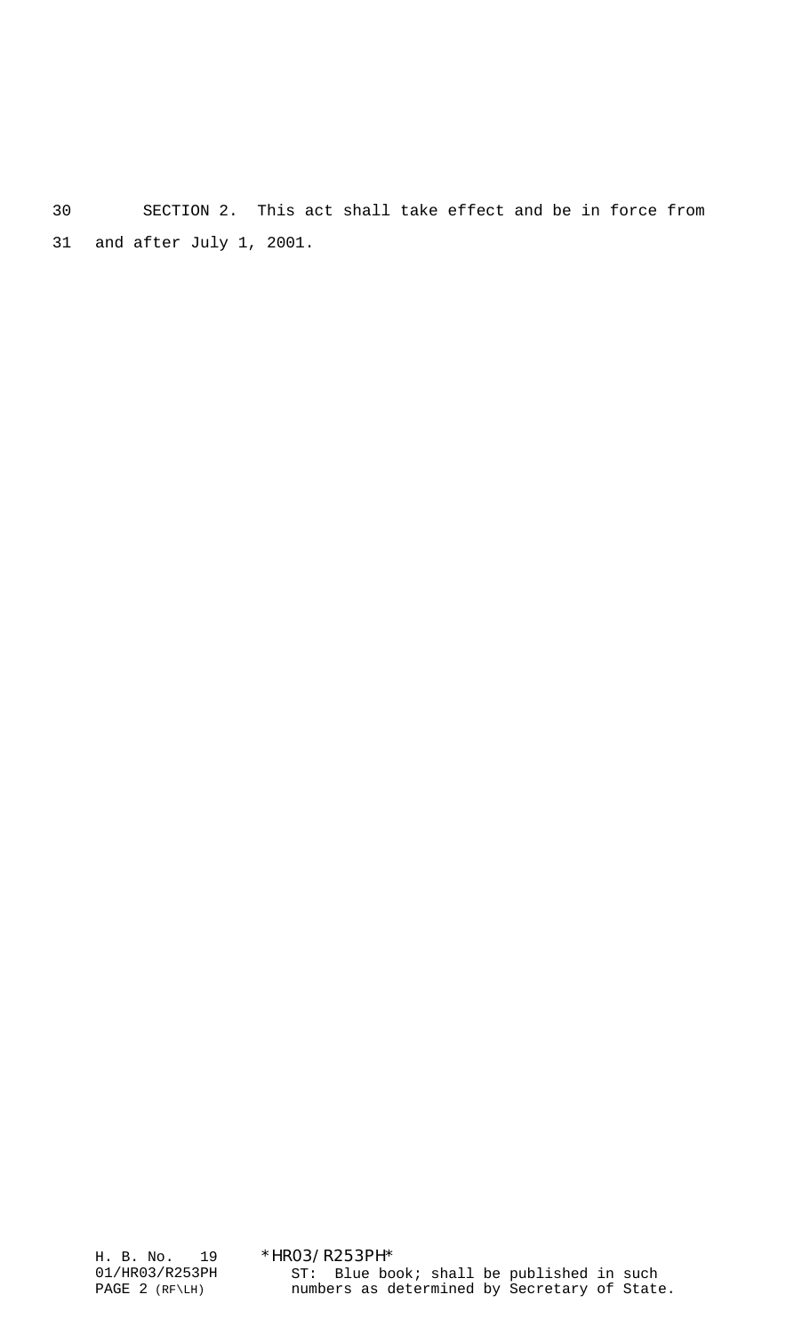30 SECTION 2. This act shall take effect and be in force from
31 and after July 1, 2001.